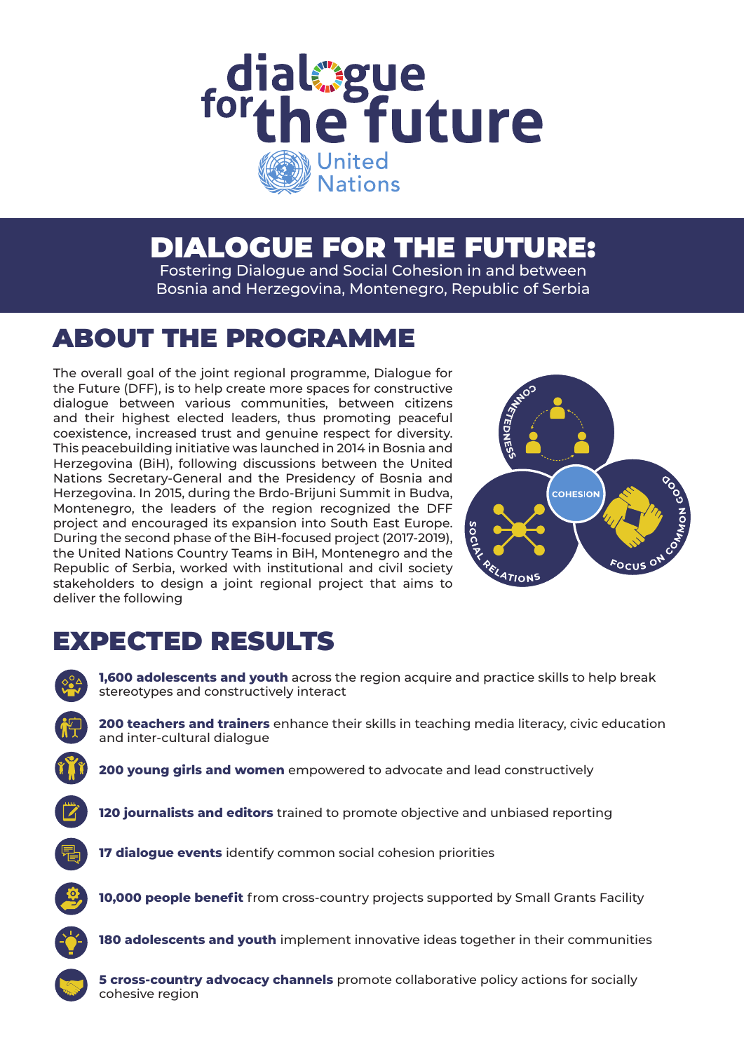dialogue for the future

United Nations

# DIALOGUE FOR THE FUTURE:

Fostering Dialogue and Social Cohesion in and between Bosnia and Herzegovina, Montenegro, Republic of Serbia

## ABOUT THE PROGRAMME

The overall goal of the joint regional programme, Dialogue for the Future (DFF), is to help create more spaces for constructive dialogue between various communities, between citizens and their highest elected leaders, thus promoting peaceful coexistence, increased trust and genuine respect for diversity. This peacebuilding initiative was launched in 2014 in Bosnia and Herzegovina (BiH), following discussions between the United Nations Secretary-General and the Presidency of Bosnia and Herzegovina. In 2015, during the Brdo-Brijuni Summit in Budva, Montenegro, the leaders of the region recognized the DFF project and encouraged its expansion into South East Europe. During the second phase of the BiH-focused project (2017-2019), the United Nations Country Teams in BiH, Montenegro and the Republic of Serbia, worked with institutional and civil society stakeholders to design a joint regional project that aims to deliver the following

CONNETEDNESS

COHESION

SOCIAL RELATIONS

FOCUS ON COMMON GOOD

## EXPECTED RESULTS

- **1,600 adolescents and youth** across the region acquire and practice skills to help break stereotypes and constructively interact
- **200 teachers and trainers** enhance their skills in teaching media literacy, civic education and inter-cultural dialogue
- **200 young girls and women** empowered to advocate and lead constructively
- **120 journalists and editors** trained to promote objective and unbiased reporting
- **17 dialogue events** identify common social cohesion priorities
- **10,000 people benefit** from cross-country projects supported by Small Grants Facility
- **180 adolescents and youth** implement innovative ideas together in their communities
- **5 cross-country advocacy channels** promote collaborative policy actions for socially cohesive region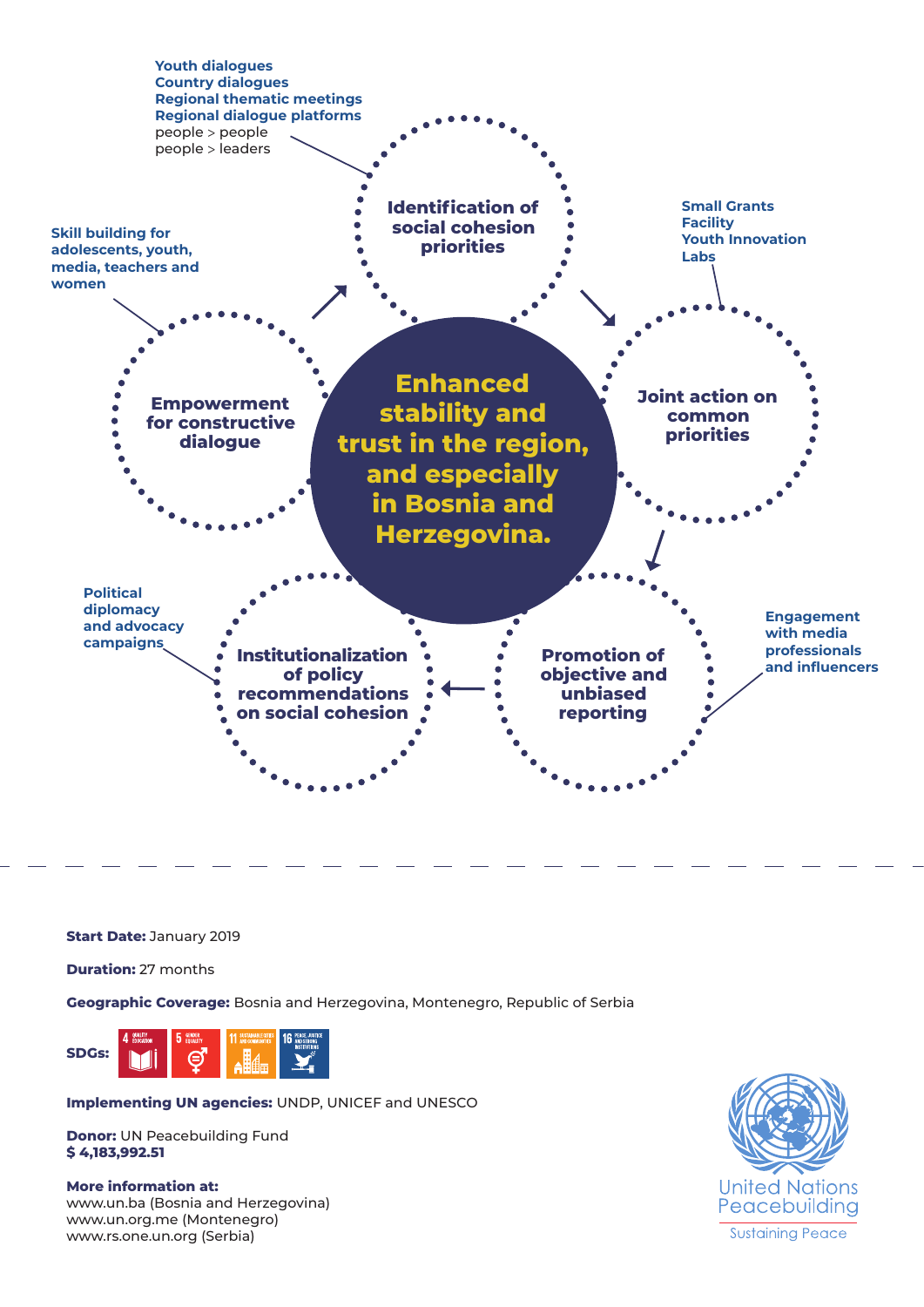**Enhanced stability and trust in the region, and especially in Bosnia and Herzegovina.**

**Identification of social cohesion priorities**

**Youth dialogues**
**Country dialogues**
**Regional thematic meetings**
**Regional dialogue platforms**
people > people
people > leaders

**Joint action on common priorities**

**Small Grants Facility**
**Youth Innovation Labs**

**Promotion of objective and unbiased reporting**

**Engagement with media professionals and influencers**

**Institutionalization of policy recommendations on social cohesion**

**Political diplomacy and advocacy campaigns**

**Empowerment for constructive dialogue**

**Skill building for adolescents, youth, media, teachers and women**

---

**Start Date:** January 2019

**Duration:** 27 months

**Geographic Coverage:** Bosnia and Herzegovina, Montenegro, Republic of Serbia

**SDGs:** 4 Quality Education, 5 Gender Equality, 11 Sustainable Cities and Communities, 16 Peace, Justice and Strong Institutions

**Implementing UN agencies:** UNDP, UNICEF and UNESCO

**Donor:** UN Peacebuilding Fund
**$ 4,183,992.51**

**More information at:**
www.un.ba (Bosnia and Herzegovina)
www.un.org.me (Montenegro)
www.rs.one.un.org (Serbia)

United Nations Peacebuilding
Sustaining Peace